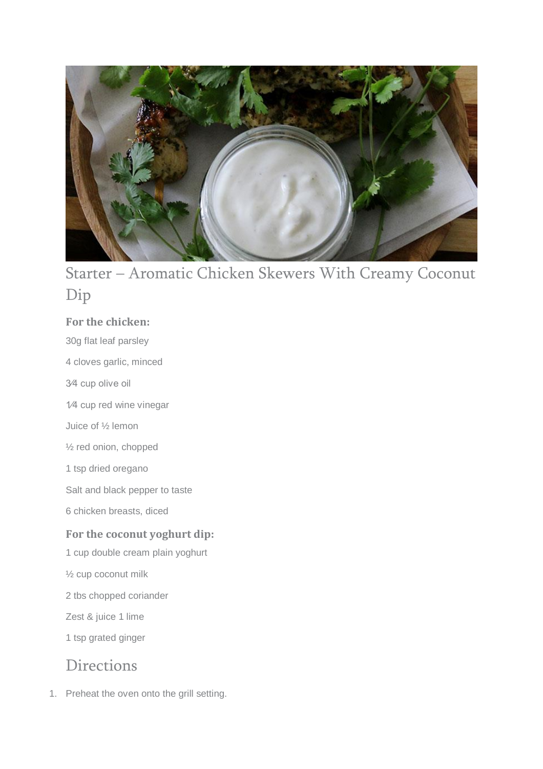# Starter – Aromatic Chicken Skewers With Creamy Coconut Dip

**For the chicken:**

30g flat leaf parsley

4 cloves garlic, minced

¾ cup olive oil

¼ cup red wine vinegar

Juice of ½ lemon

½ red onion, chopped

1 tsp dried oregano

Salt and black pepper to taste

6 chicken breasts, diced

**For the coconut yoghurt dip:**

1 cup double cream plain yoghurt

½ cup coconut milk

2 tbs chopped coriander

Zest & juice 1 lime

1 tsp grated ginger

## Directions

1. Preheat the oven onto the grill setting.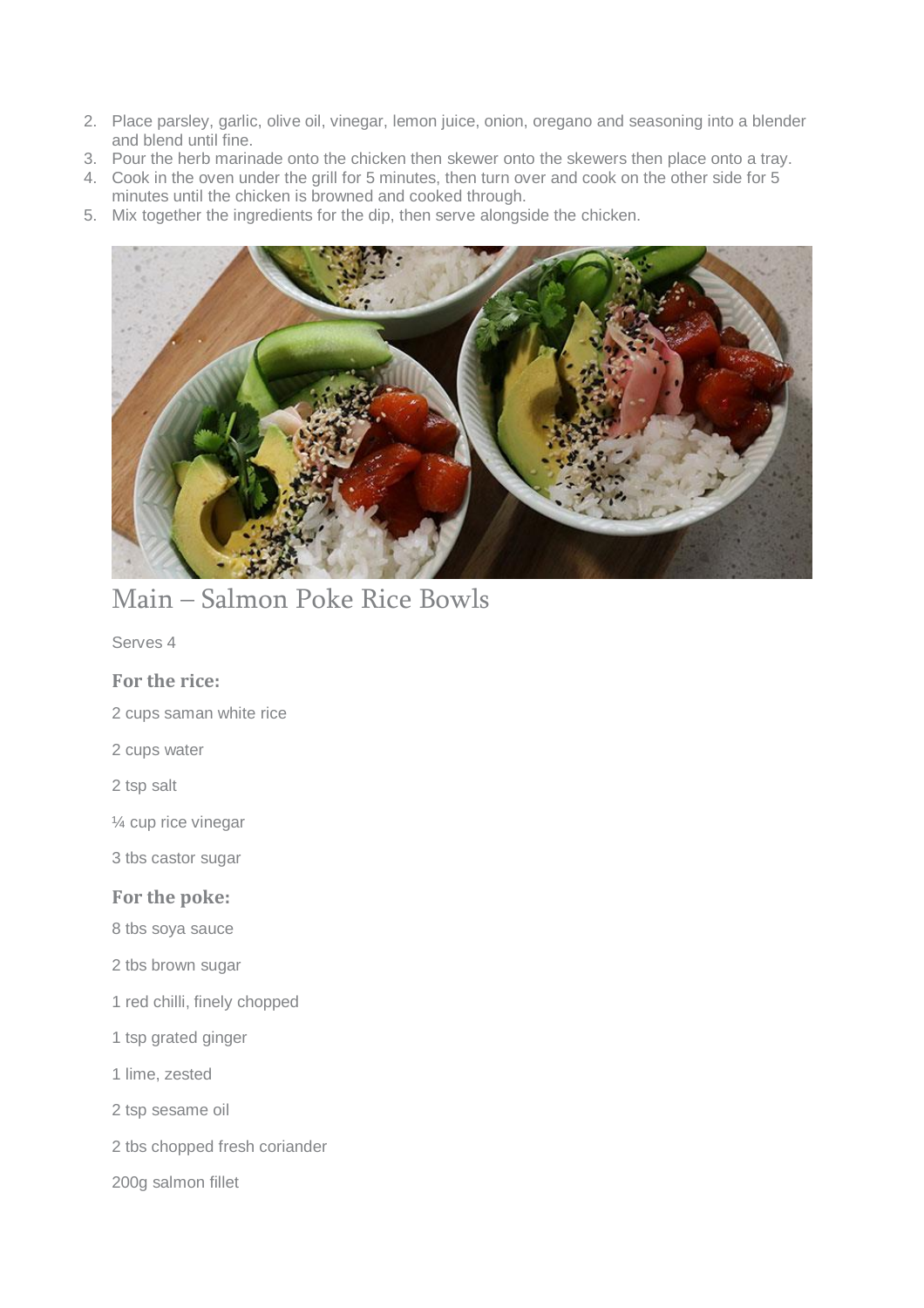2. Place parsley, garlic, olive oil, vinegar, lemon juice, onion, oregano and seasoning into a blender and blend until fine.
3. Pour the herb marinade onto the chicken then skewer onto the skewers then place onto a tray.
4. Cook in the oven under the grill for 5 minutes, then turn over and cook on the other side for 5 minutes until the chicken is browned and cooked through.
5. Mix together the ingredients for the dip, then serve alongside the chicken.

# Main – Salmon Poke Rice Bowls

Serves 4

### For the rice:

2 cups saman white rice

2 cups water

2 tsp salt

¼ cup rice vinegar

3 tbs castor sugar

### For the poke:

8 tbs soya sauce

2 tbs brown sugar

1 red chilli, finely chopped

1 tsp grated ginger

1 lime, zested

2 tsp sesame oil

2 tbs chopped fresh coriander

200g salmon fillet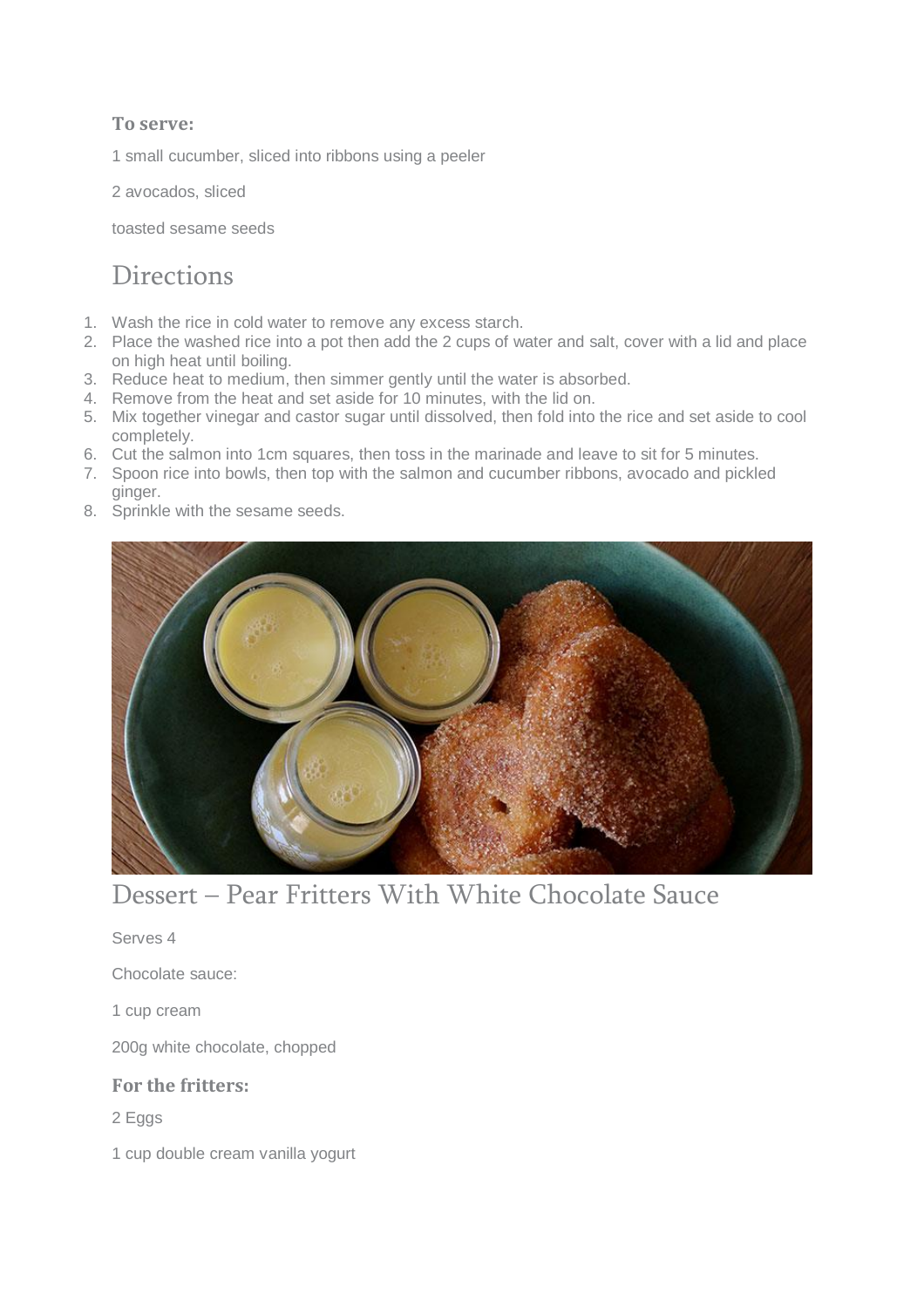### To serve:

1 small cucumber, sliced into ribbons using a peeler

2 avocados, sliced

toasted sesame seeds

## Directions

1. Wash the rice in cold water to remove any excess starch.
2. Place the washed rice into a pot then add the 2 cups of water and salt, cover with a lid and place on high heat until boiling.
3. Reduce heat to medium, then simmer gently until the water is absorbed.
4. Remove from the heat and set aside for 10 minutes, with the lid on.
5. Mix together vinegar and castor sugar until dissolved, then fold into the rice and set aside to cool completely.
6. Cut the salmon into 1cm squares, then toss in the marinade and leave to sit for 5 minutes.
7. Spoon rice into bowls, then top with the salmon and cucumber ribbons, avocado and pickled ginger.
8. Sprinkle with the sesame seeds.

## Dessert – Pear Fritters With White Chocolate Sauce

Serves 4

Chocolate sauce:

1 cup cream

200g white chocolate, chopped

### For the fritters:

2 Eggs

1 cup double cream vanilla yogurt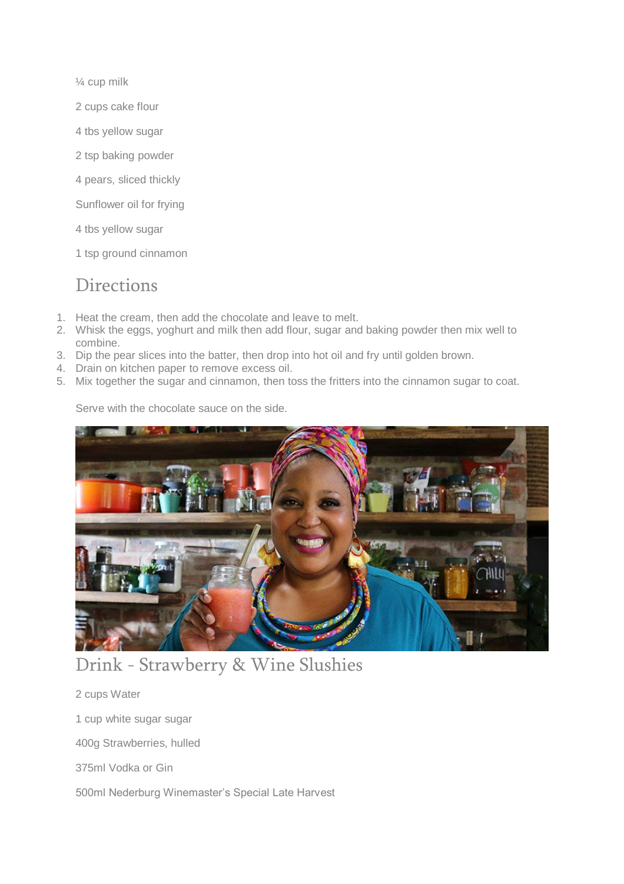¼ cup milk

2 cups cake flour

4 tbs yellow sugar

2 tsp baking powder

4 pears, sliced thickly

Sunflower oil for frying

4 tbs yellow sugar

1 tsp ground cinnamon

## Directions

1. Heat the cream, then add the chocolate and leave to melt.
2. Whisk the eggs, yoghurt and milk then add flour, sugar and baking powder then mix well to combine.
3. Dip the pear slices into the batter, then drop into hot oil and fry until golden brown.
4. Drain on kitchen paper to remove excess oil.
5. Mix together the sugar and cinnamon, then toss the fritters into the cinnamon sugar to coat.

Serve with the chocolate sauce on the side.

## Drink - Strawberry & Wine Slushies

2 cups Water

1 cup white sugar sugar

400g Strawberries, hulled

375ml Vodka or Gin

500ml Nederburg Winemaster's Special Late Harvest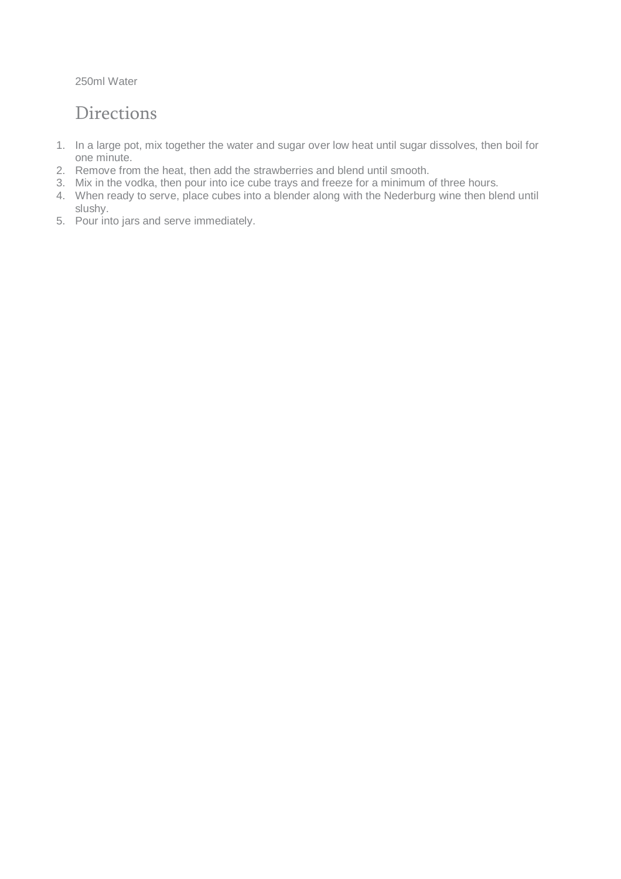250ml Water

## Directions

1. In a large pot, mix together the water and sugar over low heat until sugar dissolves, then boil for one minute.
2. Remove from the heat, then add the strawberries and blend until smooth.
3. Mix in the vodka, then pour into ice cube trays and freeze for a minimum of three hours.
4. When ready to serve, place cubes into a blender along with the Nederburg wine then blend until slushy.
5. Pour into jars and serve immediately.